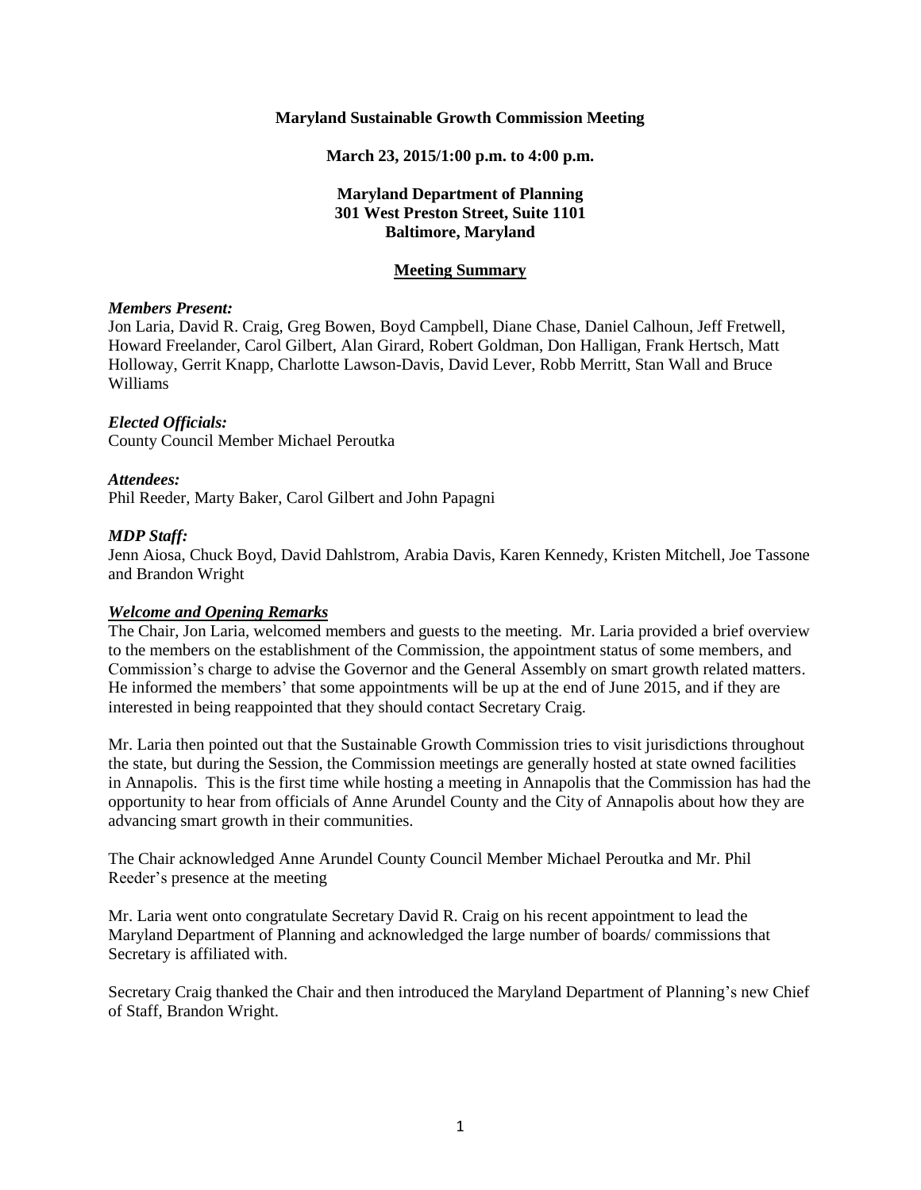**Maryland Sustainable Growth Commission Meeting**

**March 23, 2015/1:00 p.m. to 4:00 p.m.**

**Maryland Department of Planning**
**301 West Preston Street, Suite 1101**
**Baltimore, Maryland**

**Meeting Summary**

***Members Present:***
Jon Laria, David R. Craig, Greg Bowen, Boyd Campbell, Diane Chase, Daniel Calhoun, Jeff Fretwell, Howard Freelander, Carol Gilbert, Alan Girard, Robert Goldman, Don Halligan, Frank Hertsch, Matt Holloway, Gerrit Knapp, Charlotte Lawson-Davis, David Lever, Robb Merritt, Stan Wall and Bruce Williams

***Elected Officials:***
County Council Member Michael Peroutka

***Attendees:***
Phil Reeder, Marty Baker, Carol Gilbert and John Papagni

***MDP Staff:***
Jenn Aiosa, Chuck Boyd, David Dahlstrom, Arabia Davis, Karen Kennedy, Kristen Mitchell, Joe Tassone and Brandon Wright

***Welcome and Opening Remarks***
The Chair, Jon Laria, welcomed members and guests to the meeting. Mr. Laria provided a brief overview to the members on the establishment of the Commission, the appointment status of some members, and Commission's charge to advise the Governor and the General Assembly on smart growth related matters. He informed the members' that some appointments will be up at the end of June 2015, and if they are interested in being reappointed that they should contact Secretary Craig.

Mr. Laria then pointed out that the Sustainable Growth Commission tries to visit jurisdictions throughout the state, but during the Session, the Commission meetings are generally hosted at state owned facilities in Annapolis. This is the first time while hosting a meeting in Annapolis that the Commission has had the opportunity to hear from officials of Anne Arundel County and the City of Annapolis about how they are advancing smart growth in their communities.

The Chair acknowledged Anne Arundel County Council Member Michael Peroutka and Mr. Phil Reeder's presence at the meeting

Mr. Laria went onto congratulate Secretary David R. Craig on his recent appointment to lead the Maryland Department of Planning and acknowledged the large number of boards/ commissions that Secretary is affiliated with.

Secretary Craig thanked the Chair and then introduced the Maryland Department of Planning's new Chief of Staff, Brandon Wright.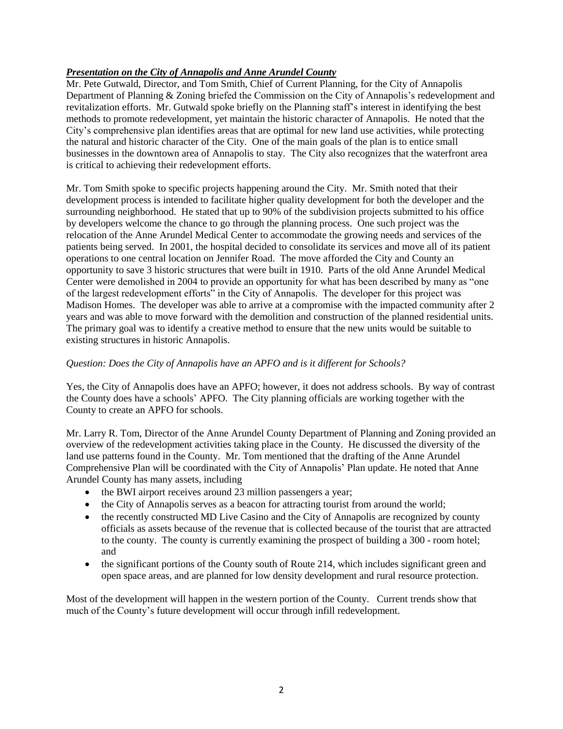***Presentation on the City of Annapolis and Anne Arundel County***

Mr. Pete Gutwald, Director, and Tom Smith, Chief of Current Planning, for the City of Annapolis Department of Planning & Zoning briefed the Commission on the City of Annapolis's redevelopment and revitalization efforts. Mr. Gutwald spoke briefly on the Planning staff's interest in identifying the best methods to promote redevelopment, yet maintain the historic character of Annapolis. He noted that the City's comprehensive plan identifies areas that are optimal for new land use activities, while protecting the natural and historic character of the City. One of the main goals of the plan is to entice small businesses in the downtown area of Annapolis to stay. The City also recognizes that the waterfront area is critical to achieving their redevelopment efforts.

Mr. Tom Smith spoke to specific projects happening around the City. Mr. Smith noted that their development process is intended to facilitate higher quality development for both the developer and the surrounding neighborhood. He stated that up to 90% of the subdivision projects submitted to his office by developers welcome the chance to go through the planning process. One such project was the relocation of the Anne Arundel Medical Center to accommodate the growing needs and services of the patients being served. In 2001, the hospital decided to consolidate its services and move all of its patient operations to one central location on Jennifer Road. The move afforded the City and County an opportunity to save 3 historic structures that were built in 1910. Parts of the old Anne Arundel Medical Center were demolished in 2004 to provide an opportunity for what has been described by many as "one of the largest redevelopment efforts" in the City of Annapolis. The developer for this project was Madison Homes. The developer was able to arrive at a compromise with the impacted community after 2 years and was able to move forward with the demolition and construction of the planned residential units. The primary goal was to identify a creative method to ensure that the new units would be suitable to existing structures in historic Annapolis.

*Question: Does the City of Annapolis have an APFO and is it different for Schools?*

Yes, the City of Annapolis does have an APFO; however, it does not address schools. By way of contrast the County does have a schools' APFO. The City planning officials are working together with the County to create an APFO for schools.

Mr. Larry R. Tom, Director of the Anne Arundel County Department of Planning and Zoning provided an overview of the redevelopment activities taking place in the County. He discussed the diversity of the land use patterns found in the County. Mr. Tom mentioned that the drafting of the Anne Arundel Comprehensive Plan will be coordinated with the City of Annapolis' Plan update. He noted that Anne Arundel County has many assets, including

- the BWI airport receives around 23 million passengers a year;
- the City of Annapolis serves as a beacon for attracting tourist from around the world;
- the recently constructed MD Live Casino and the City of Annapolis are recognized by county officials as assets because of the revenue that is collected because of the tourist that are attracted to the county. The county is currently examining the prospect of building a 300 - room hotel; and
- the significant portions of the County south of Route 214, which includes significant green and open space areas, and are planned for low density development and rural resource protection.

Most of the development will happen in the western portion of the County. Current trends show that much of the County's future development will occur through infill redevelopment.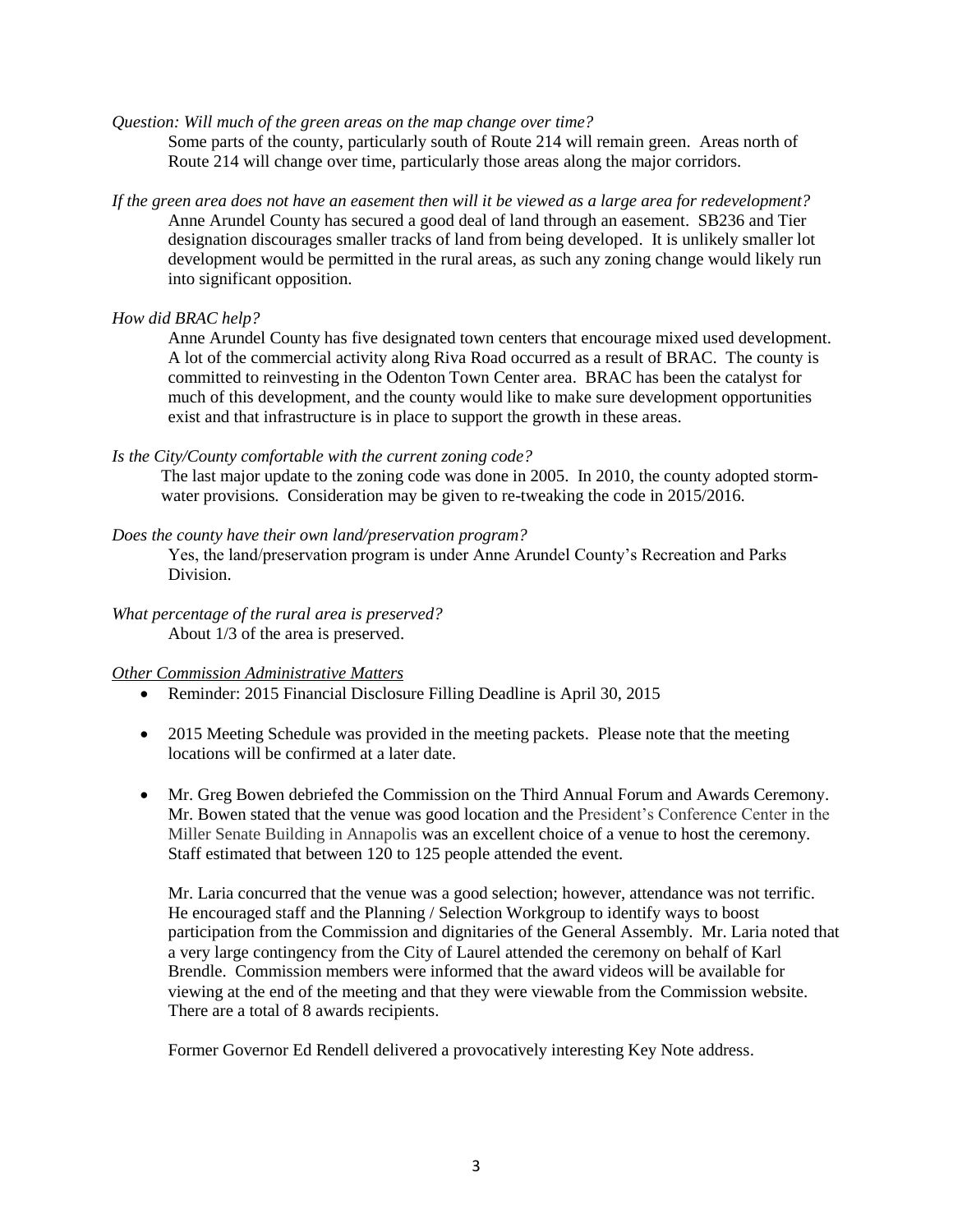*Question: Will much of the green areas on the map change over time?*

Some parts of the county, particularly south of Route 214 will remain green. Areas north of Route 214 will change over time, particularly those areas along the major corridors.

*If the green area does not have an easement then will it be viewed as a large area for redevelopment?*

Anne Arundel County has secured a good deal of land through an easement. SB236 and Tier designation discourages smaller tracks of land from being developed. It is unlikely smaller lot development would be permitted in the rural areas, as such any zoning change would likely run into significant opposition.

*How did BRAC help?*

Anne Arundel County has five designated town centers that encourage mixed used development. A lot of the commercial activity along Riva Road occurred as a result of BRAC. The county is committed to reinvesting in the Odenton Town Center area. BRAC has been the catalyst for much of this development, and the county would like to make sure development opportunities exist and that infrastructure is in place to support the growth in these areas.

*Is the City/County comfortable with the current zoning code?*

The last major update to the zoning code was done in 2005. In 2010, the county adopted storm-water provisions. Consideration may be given to re-tweaking the code in 2015/2016.

*Does the county have their own land/preservation program?*

Yes, the land/preservation program is under Anne Arundel County's Recreation and Parks Division.

*What percentage of the rural area is preserved?*

About 1/3 of the area is preserved.

*Other Commission Administrative Matters*

- Reminder: 2015 Financial Disclosure Filling Deadline is April 30, 2015

- 2015 Meeting Schedule was provided in the meeting packets. Please note that the meeting locations will be confirmed at a later date.

- Mr. Greg Bowen debriefed the Commission on the Third Annual Forum and Awards Ceremony. Mr. Bowen stated that the venue was good location and the President's Conference Center in the Miller Senate Building in Annapolis was an excellent choice of a venue to host the ceremony. Staff estimated that between 120 to 125 people attended the event.

  Mr. Laria concurred that the venue was a good selection; however, attendance was not terrific. He encouraged staff and the Planning / Selection Workgroup to identify ways to boost participation from the Commission and dignitaries of the General Assembly. Mr. Laria noted that a very large contingency from the City of Laurel attended the ceremony on behalf of Karl Brendle. Commission members were informed that the award videos will be available for viewing at the end of the meeting and that they were viewable from the Commission website. There are a total of 8 awards recipients.

  Former Governor Ed Rendell delivered a provocatively interesting Key Note address.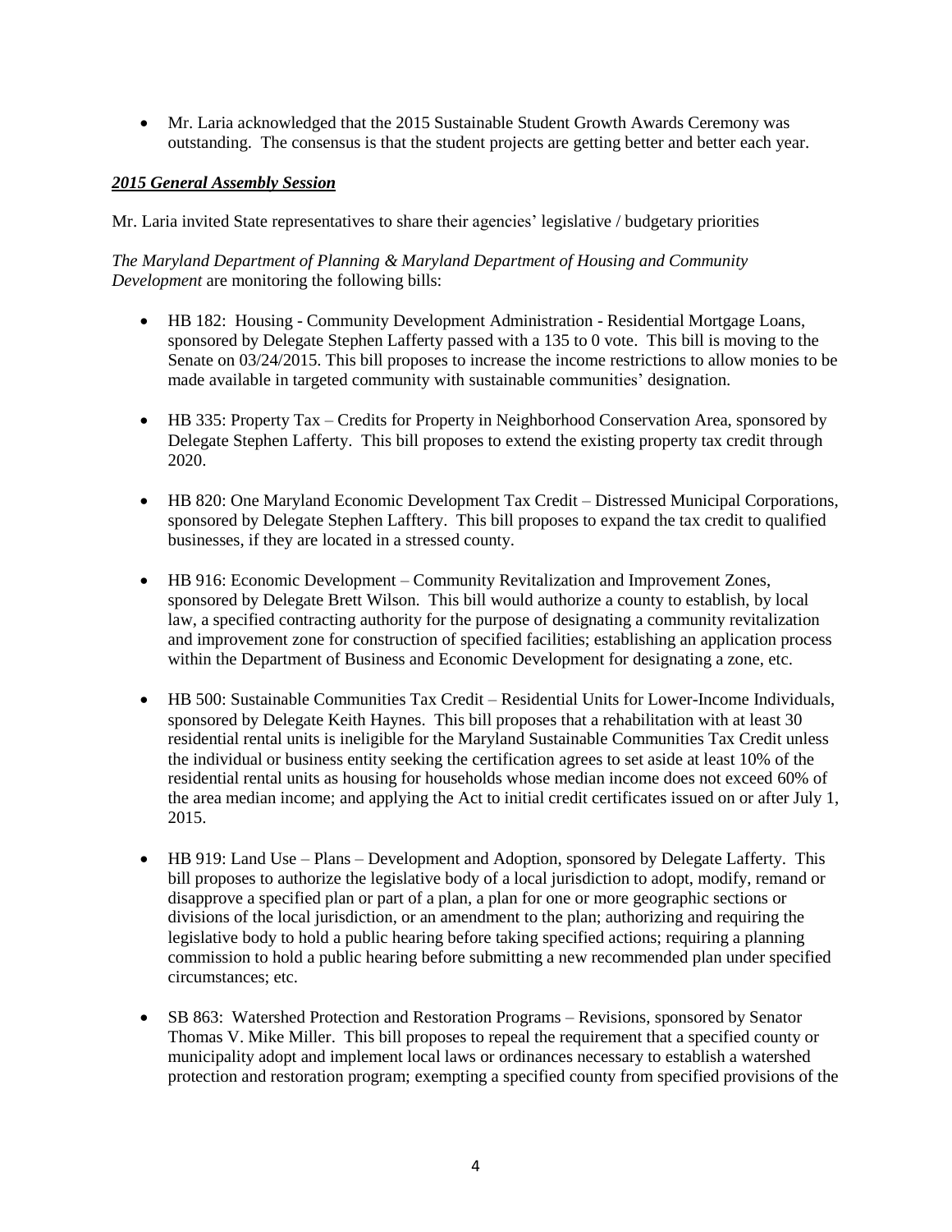- Mr. Laria acknowledged that the 2015 Sustainable Student Growth Awards Ceremony was outstanding. The consensus is that the student projects are getting better and better each year.

***2015 General Assembly Session***

Mr. Laria invited State representatives to share their agencies' legislative / budgetary priorities

*The Maryland Department of Planning & Maryland Department of Housing and Community Development* are monitoring the following bills:

- HB 182: Housing - Community Development Administration - Residential Mortgage Loans, sponsored by Delegate Stephen Lafferty passed with a 135 to 0 vote. This bill is moving to the Senate on 03/24/2015. This bill proposes to increase the income restrictions to allow monies to be made available in targeted community with sustainable communities' designation.

- HB 335: Property Tax – Credits for Property in Neighborhood Conservation Area, sponsored by Delegate Stephen Lafferty. This bill proposes to extend the existing property tax credit through 2020.

- HB 820: One Maryland Economic Development Tax Credit – Distressed Municipal Corporations, sponsored by Delegate Stephen Lafftery. This bill proposes to expand the tax credit to qualified businesses, if they are located in a stressed county.

- HB 916: Economic Development – Community Revitalization and Improvement Zones, sponsored by Delegate Brett Wilson. This bill would authorize a county to establish, by local law, a specified contracting authority for the purpose of designating a community revitalization and improvement zone for construction of specified facilities; establishing an application process within the Department of Business and Economic Development for designating a zone, etc.

- HB 500: Sustainable Communities Tax Credit – Residential Units for Lower-Income Individuals, sponsored by Delegate Keith Haynes. This bill proposes that a rehabilitation with at least 30 residential rental units is ineligible for the Maryland Sustainable Communities Tax Credit unless the individual or business entity seeking the certification agrees to set aside at least 10% of the residential rental units as housing for households whose median income does not exceed 60% of the area median income; and applying the Act to initial credit certificates issued on or after July 1, 2015.

- HB 919: Land Use – Plans – Development and Adoption, sponsored by Delegate Lafferty. This bill proposes to authorize the legislative body of a local jurisdiction to adopt, modify, remand or disapprove a specified plan or part of a plan, a plan for one or more geographic sections or divisions of the local jurisdiction, or an amendment to the plan; authorizing and requiring the legislative body to hold a public hearing before taking specified actions; requiring a planning commission to hold a public hearing before submitting a new recommended plan under specified circumstances; etc.

- SB 863: Watershed Protection and Restoration Programs – Revisions, sponsored by Senator Thomas V. Mike Miller. This bill proposes to repeal the requirement that a specified county or municipality adopt and implement local laws or ordinances necessary to establish a watershed protection and restoration program; exempting a specified county from specified provisions of the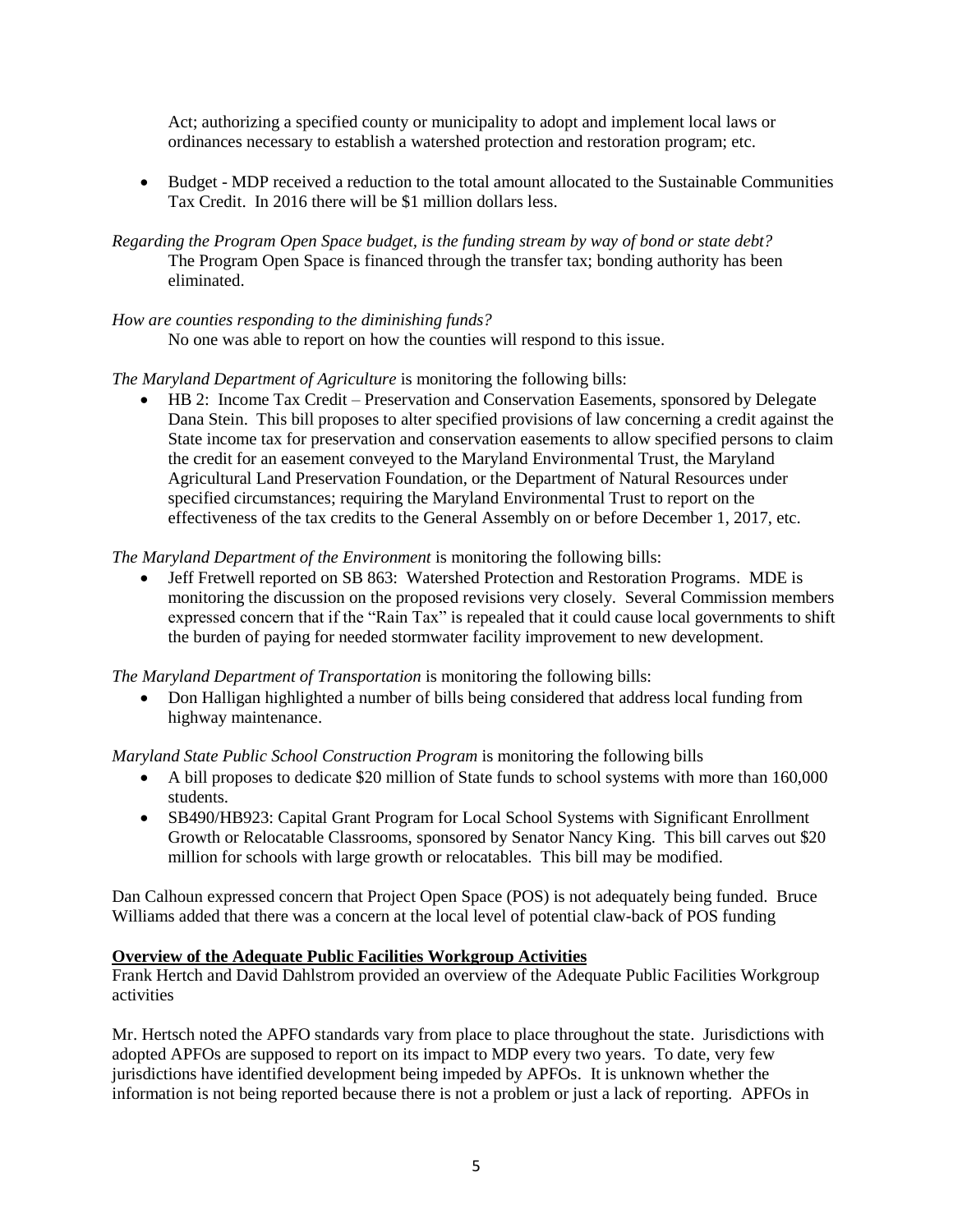Act; authorizing a specified county or municipality to adopt and implement local laws or ordinances necessary to establish a watershed protection and restoration program; etc.

- Budget - MDP received a reduction to the total amount allocated to the Sustainable Communities Tax Credit. In 2016 there will be $1 million dollars less.

*Regarding the Program Open Space budget, is the funding stream by way of bond or state debt?*
The Program Open Space is financed through the transfer tax; bonding authority has been eliminated.

*How are counties responding to the diminishing funds?*
No one was able to report on how the counties will respond to this issue.

*The Maryland Department of Agriculture* is monitoring the following bills:

- HB 2: Income Tax Credit – Preservation and Conservation Easements, sponsored by Delegate Dana Stein. This bill proposes to alter specified provisions of law concerning a credit against the State income tax for preservation and conservation easements to allow specified persons to claim the credit for an easement conveyed to the Maryland Environmental Trust, the Maryland Agricultural Land Preservation Foundation, or the Department of Natural Resources under specified circumstances; requiring the Maryland Environmental Trust to report on the effectiveness of the tax credits to the General Assembly on or before December 1, 2017, etc.

*The Maryland Department of the Environment* is monitoring the following bills:

- Jeff Fretwell reported on SB 863: Watershed Protection and Restoration Programs. MDE is monitoring the discussion on the proposed revisions very closely. Several Commission members expressed concern that if the "Rain Tax" is repealed that it could cause local governments to shift the burden of paying for needed stormwater facility improvement to new development.

*The Maryland Department of Transportation* is monitoring the following bills:

- Don Halligan highlighted a number of bills being considered that address local funding from highway maintenance.

*Maryland State Public School Construction Program* is monitoring the following bills

- A bill proposes to dedicate $20 million of State funds to school systems with more than 160,000 students.
- SB490/HB923: Capital Grant Program for Local School Systems with Significant Enrollment Growth or Relocatable Classrooms, sponsored by Senator Nancy King. This bill carves out $20 million for schools with large growth or relocatables. This bill may be modified.

Dan Calhoun expressed concern that Project Open Space (POS) is not adequately being funded. Bruce Williams added that there was a concern at the local level of potential claw-back of POS funding

**Overview of the Adequate Public Facilities Workgroup Activities**

Frank Hertch and David Dahlstrom provided an overview of the Adequate Public Facilities Workgroup activities

Mr. Hertsch noted the APFO standards vary from place to place throughout the state. Jurisdictions with adopted APFOs are supposed to report on its impact to MDP every two years. To date, very few jurisdictions have identified development being impeded by APFOs. It is unknown whether the information is not being reported because there is not a problem or just a lack of reporting. APFOs in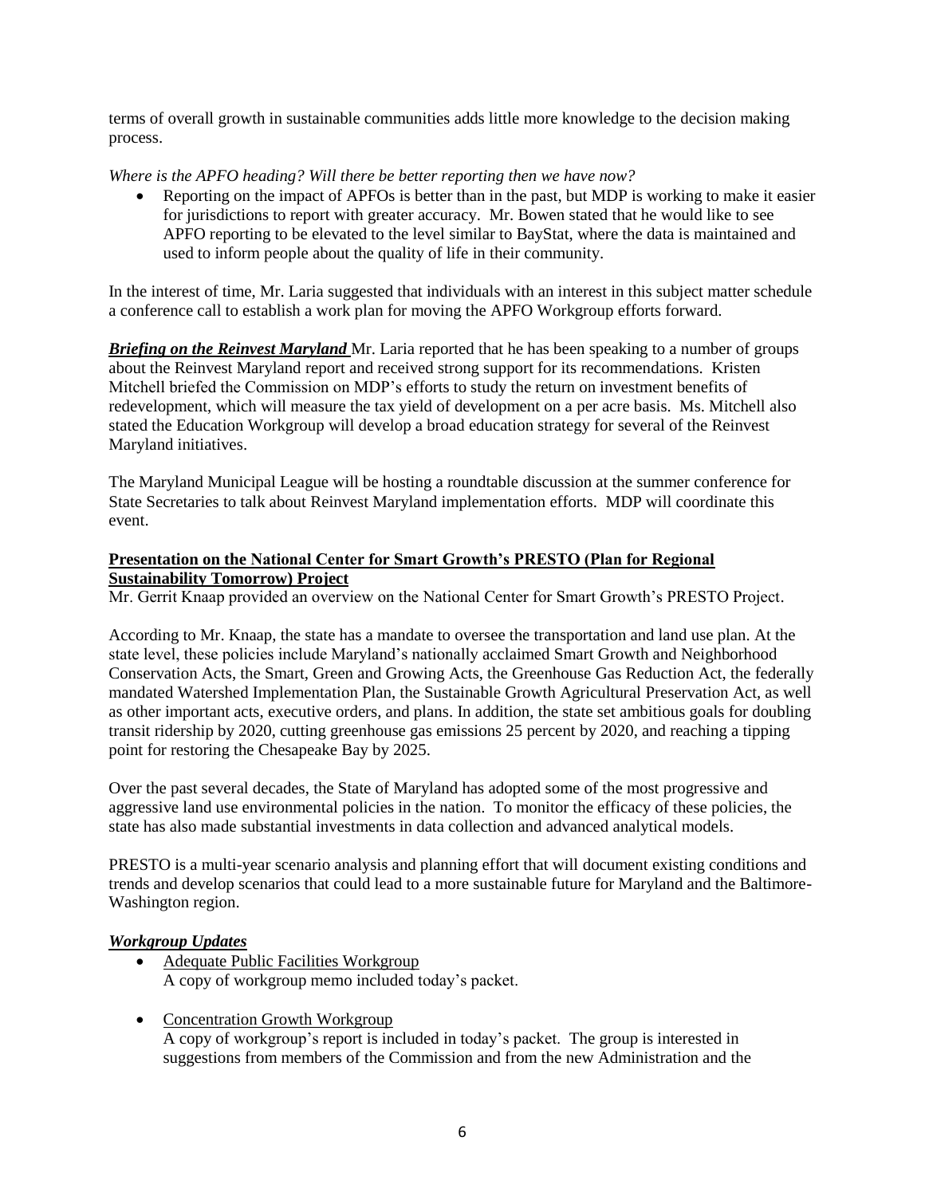terms of overall growth in sustainable communities adds little more knowledge to the decision making process.

*Where is the APFO heading? Will there be better reporting then we have now?*

- Reporting on the impact of APFOs is better than in the past, but MDP is working to make it easier for jurisdictions to report with greater accuracy. Mr. Bowen stated that he would like to see APFO reporting to be elevated to the level similar to BayStat, where the data is maintained and used to inform people about the quality of life in their community.

In the interest of time, Mr. Laria suggested that individuals with an interest in this subject matter schedule a conference call to establish a work plan for moving the APFO Workgroup efforts forward.

***Briefing on the Reinvest Maryland*** Mr. Laria reported that he has been speaking to a number of groups about the Reinvest Maryland report and received strong support for its recommendations. Kristen Mitchell briefed the Commission on MDP's efforts to study the return on investment benefits of redevelopment, which will measure the tax yield of development on a per acre basis. Ms. Mitchell also stated the Education Workgroup will develop a broad education strategy for several of the Reinvest Maryland initiatives.

The Maryland Municipal League will be hosting a roundtable discussion at the summer conference for State Secretaries to talk about Reinvest Maryland implementation efforts. MDP will coordinate this event.

**Presentation on the National Center for Smart Growth's PRESTO (Plan for Regional Sustainability Tomorrow) Project**

Mr. Gerrit Knaap provided an overview on the National Center for Smart Growth's PRESTO Project.

According to Mr. Knaap, the state has a mandate to oversee the transportation and land use plan. At the state level, these policies include Maryland's nationally acclaimed Smart Growth and Neighborhood Conservation Acts, the Smart, Green and Growing Acts, the Greenhouse Gas Reduction Act, the federally mandated Watershed Implementation Plan, the Sustainable Growth Agricultural Preservation Act, as well as other important acts, executive orders, and plans. In addition, the state set ambitious goals for doubling transit ridership by 2020, cutting greenhouse gas emissions 25 percent by 2020, and reaching a tipping point for restoring the Chesapeake Bay by 2025.

Over the past several decades, the State of Maryland has adopted some of the most progressive and aggressive land use environmental policies in the nation. To monitor the efficacy of these policies, the state has also made substantial investments in data collection and advanced analytical models.

PRESTO is a multi-year scenario analysis and planning effort that will document existing conditions and trends and develop scenarios that could lead to a more sustainable future for Maryland and the Baltimore-Washington region.

***Workgroup Updates***

- Adequate Public Facilities Workgroup
  A copy of workgroup memo included today's packet.

- Concentration Growth Workgroup
  A copy of workgroup's report is included in today's packet. The group is interested in suggestions from members of the Commission and from the new Administration and the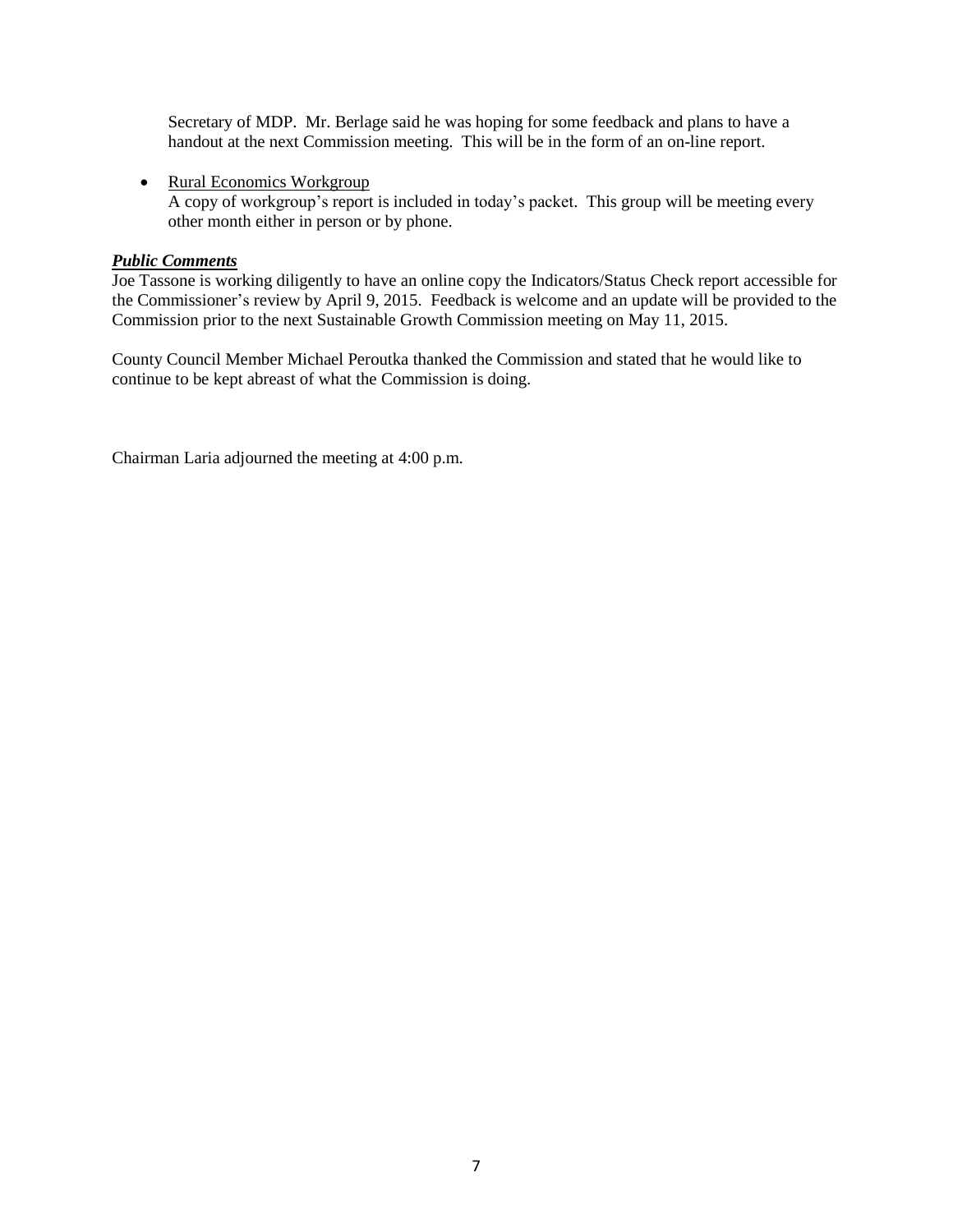Secretary of MDP. Mr. Berlage said he was hoping for some feedback and plans to have a handout at the next Commission meeting. This will be in the form of an on-line report.

- Rural Economics Workgroup
  A copy of workgroup's report is included in today's packet. This group will be meeting every other month either in person or by phone.

***Public Comments***

Joe Tassone is working diligently to have an online copy the Indicators/Status Check report accessible for the Commissioner's review by April 9, 2015. Feedback is welcome and an update will be provided to the Commission prior to the next Sustainable Growth Commission meeting on May 11, 2015.

County Council Member Michael Peroutka thanked the Commission and stated that he would like to continue to be kept abreast of what the Commission is doing.

Chairman Laria adjourned the meeting at 4:00 p.m.